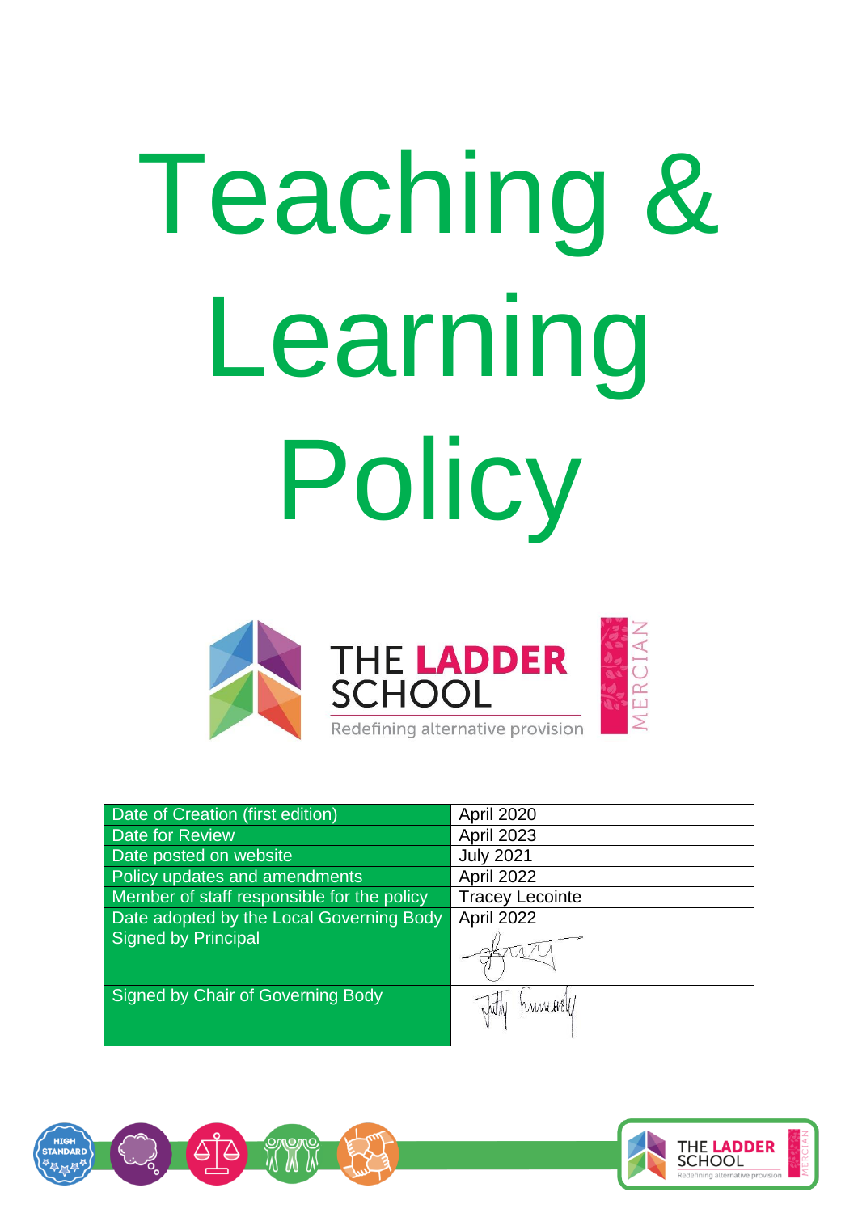# Teaching & Learning Policy

THE LADDER SCHOOL

Redefining alternative provision

MERCIAN

| Date of Creation (first edition) | April 2020 |
|---|---|
| Date for Review | April 2023 |
| Date posted on website | July 2021 |
| Policy updates and amendments | April 2022 |
| Member of staff responsible for the policy | Tracey Lecointe |
| Date adopted by the Local Governing Body | April 2022 |
| Signed by Principal | |
| Signed by Chair of Governing Body | |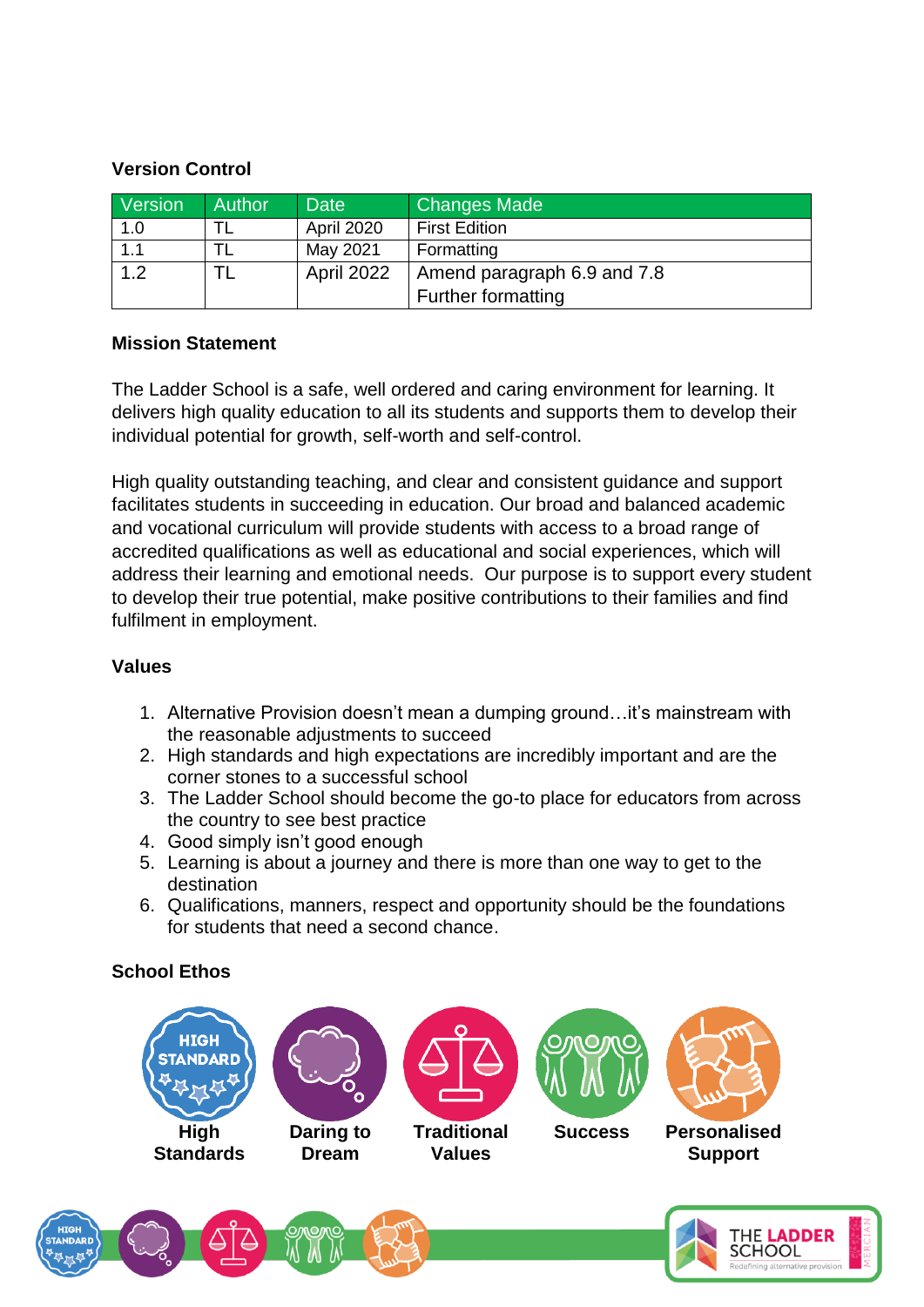### Version Control

| Version | Author | Date | Changes Made |
|---|---|---|---|
| 1.0 | TL | April 2020 | First Edition |
| 1.1 | TL | May 2021 | Formatting |
| 1.2 | TL | April 2022 | Amend paragraph 6.9 and 7.8<br>Further formatting |

### Mission Statement

The Ladder School is a safe, well ordered and caring environment for learning. It delivers high quality education to all its students and supports them to develop their individual potential for growth, self-worth and self-control.

High quality outstanding teaching, and clear and consistent guidance and support facilitates students in succeeding in education. Our broad and balanced academic and vocational curriculum will provide students with access to a broad range of accredited qualifications as well as educational and social experiences, which will address their learning and emotional needs. Our purpose is to support every student to develop their true potential, make positive contributions to their families and find fulfilment in employment.

### Values

1. Alternative Provision doesn't mean a dumping ground…it's mainstream with the reasonable adjustments to succeed
2. High standards and high expectations are incredibly important and are the corner stones to a successful school
3. The Ladder School should become the go-to place for educators from across the country to see best practice
4. Good simply isn't good enough
5. Learning is about a journey and there is more than one way to get to the destination
6. Qualifications, manners, respect and opportunity should be the foundations for students that need a second chance.

### School Ethos

High Standards | Daring to Dream | Traditional Values | Success | Personalised Support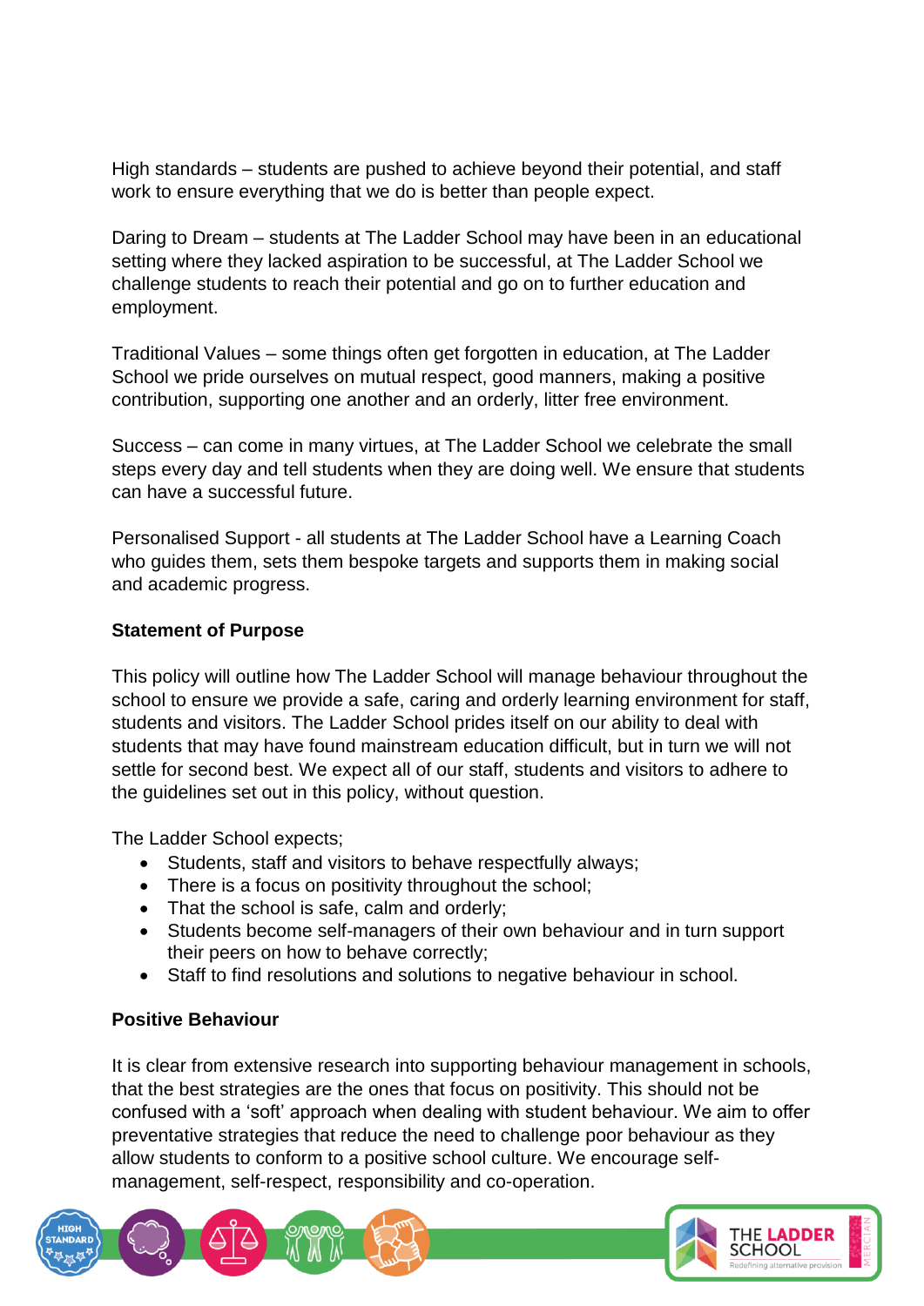High standards – students are pushed to achieve beyond their potential, and staff work to ensure everything that we do is better than people expect.

Daring to Dream – students at The Ladder School may have been in an educational setting where they lacked aspiration to be successful, at The Ladder School we challenge students to reach their potential and go on to further education and employment.

Traditional Values – some things often get forgotten in education, at The Ladder School we pride ourselves on mutual respect, good manners, making a positive contribution, supporting one another and an orderly, litter free environment.

Success – can come in many virtues, at The Ladder School we celebrate the small steps every day and tell students when they are doing well. We ensure that students can have a successful future.

Personalised Support - all students at The Ladder School have a Learning Coach who guides them, sets them bespoke targets and supports them in making social and academic progress.

**Statement of Purpose**

This policy will outline how The Ladder School will manage behaviour throughout the school to ensure we provide a safe, caring and orderly learning environment for staff, students and visitors. The Ladder School prides itself on our ability to deal with students that may have found mainstream education difficult, but in turn we will not settle for second best. We expect all of our staff, students and visitors to adhere to the guidelines set out in this policy, without question.

The Ladder School expects;

- Students, staff and visitors to behave respectfully always;
- There is a focus on positivity throughout the school;
- That the school is safe, calm and orderly;
- Students become self-managers of their own behaviour and in turn support their peers on how to behave correctly;
- Staff to find resolutions and solutions to negative behaviour in school.

**Positive Behaviour**

It is clear from extensive research into supporting behaviour management in schools, that the best strategies are the ones that focus on positivity. This should not be confused with a 'soft' approach when dealing with student behaviour. We aim to offer preventative strategies that reduce the need to challenge poor behaviour as they allow students to conform to a positive school culture. We encourage self-management, self-respect, responsibility and co-operation.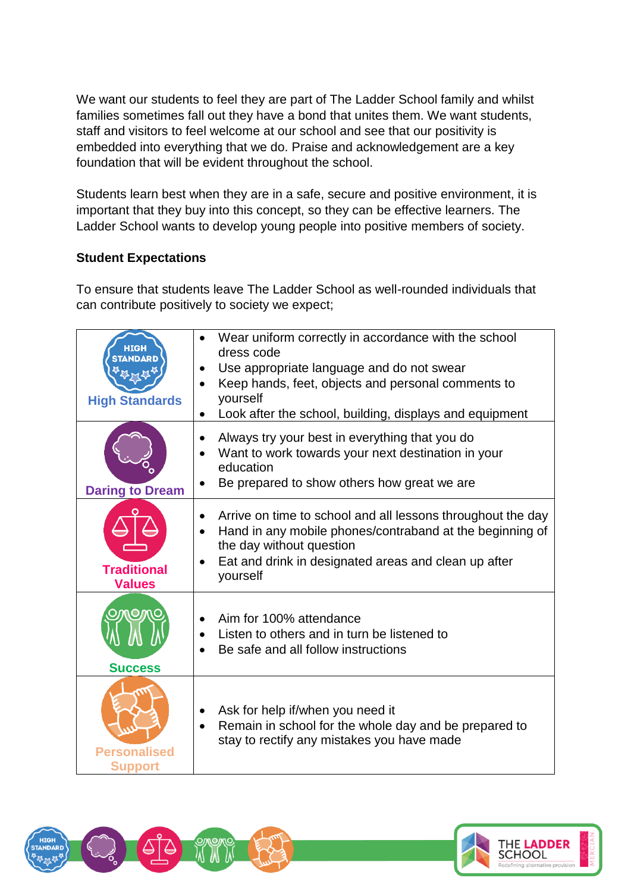We want our students to feel they are part of The Ladder School family and whilst families sometimes fall out they have a bond that unites them. We want students, staff and visitors to feel welcome at our school and see that our positivity is embedded into everything that we do. Praise and acknowledgement are a key foundation that will be evident throughout the school.

Students learn best when they are in a safe, secure and positive environment, it is important that they buy into this concept, so they can be effective learners. The Ladder School wants to develop young people into positive members of society.

**Student Expectations**

To ensure that students leave The Ladder School as well-rounded individuals that can contribute positively to society we expect;

| | |
|---|---|
| **High Standards** | • Wear uniform correctly in accordance with the school dress code<br>• Use appropriate language and do not swear<br>• Keep hands, feet, objects and personal comments to yourself<br>• Look after the school, building, displays and equipment |
| **Daring to Dream** | • Always try your best in everything that you do<br>• Want to work towards your next destination in your education<br>• Be prepared to show others how great we are |
| **Traditional Values** | • Arrive on time to school and all lessons throughout the day<br>• Hand in any mobile phones/contraband at the beginning of the day without question<br>• Eat and drink in designated areas and clean up after yourself |
| **Success** | • Aim for 100% attendance<br>• Listen to others and in turn be listened to<br>• Be safe and all follow instructions |
| **Personalised Support** | • Ask for help if/when you need it<br>• Remain in school for the whole day and be prepared to stay to rectify any mistakes you have made |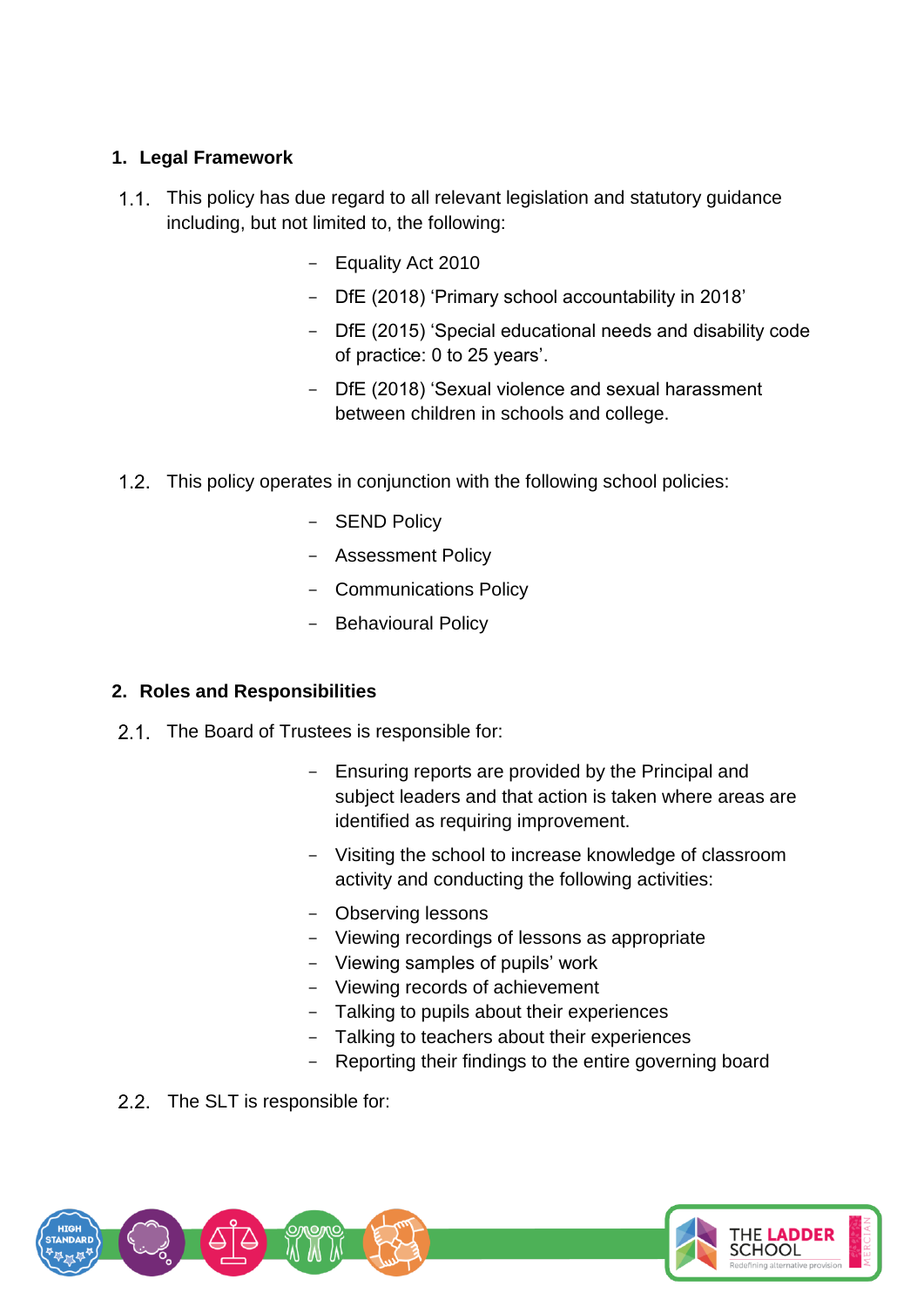## 1. Legal Framework

1.1. This policy has due regard to all relevant legislation and statutory guidance including, but not limited to, the following:

- Equality Act 2010
- DfE (2018) 'Primary school accountability in 2018'
- DfE (2015) 'Special educational needs and disability code of practice: 0 to 25 years'.
- DfE (2018) 'Sexual violence and sexual harassment between children in schools and college.

1.2. This policy operates in conjunction with the following school policies:

- SEND Policy
- Assessment Policy
- Communications Policy
- Behavioural Policy

## 2. Roles and Responsibilities

2.1. The Board of Trustees is responsible for:

- Ensuring reports are provided by the Principal and subject leaders and that action is taken where areas are identified as requiring improvement.
- Visiting the school to increase knowledge of classroom activity and conducting the following activities:
- Observing lessons
- Viewing recordings of lessons as appropriate
- Viewing samples of pupils' work
- Viewing records of achievement
- Talking to pupils about their experiences
- Talking to teachers about their experiences
- Reporting their findings to the entire governing board

2.2. The SLT is responsible for: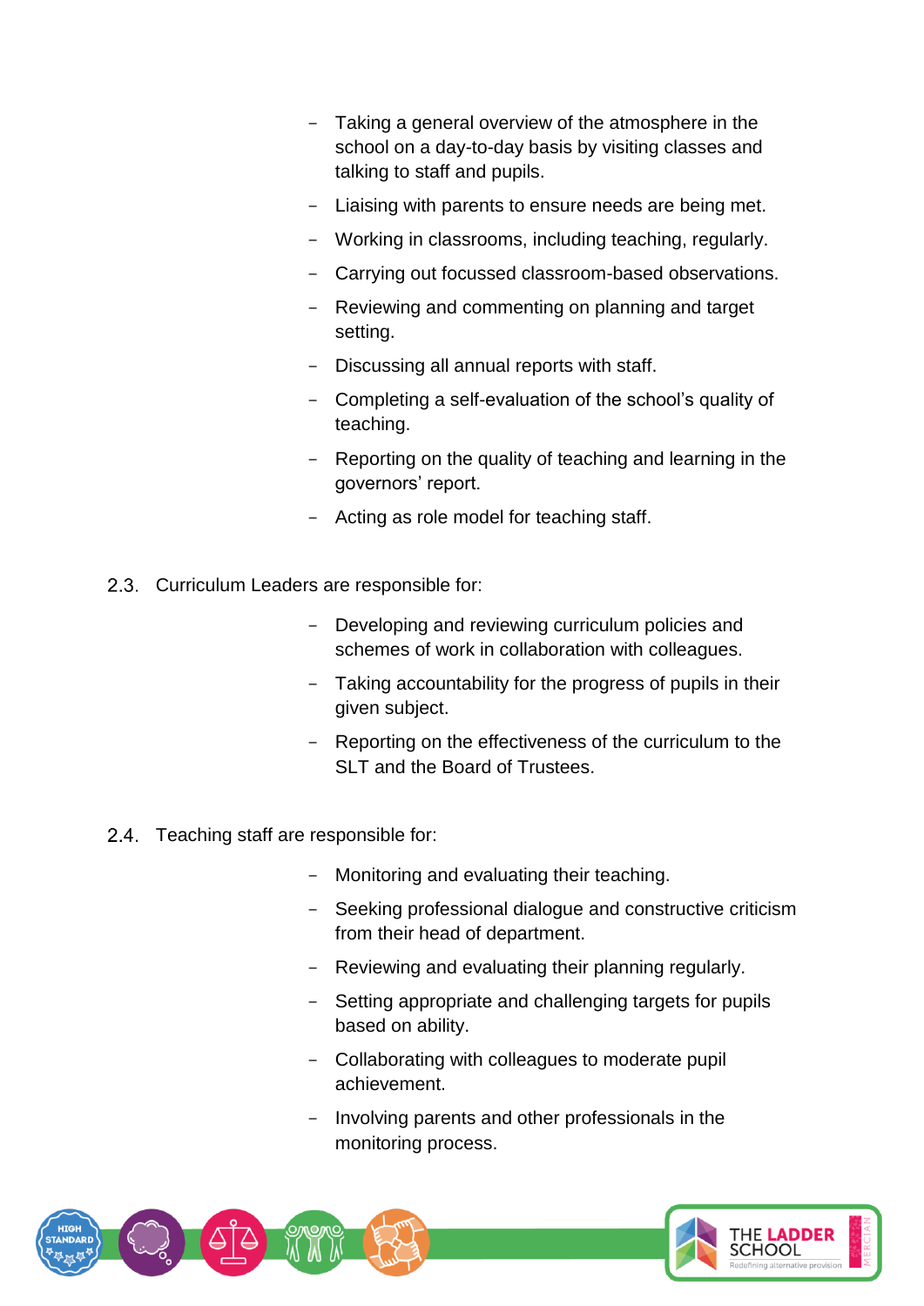- Taking a general overview of the atmosphere in the school on a day-to-day basis by visiting classes and talking to staff and pupils.
- Liaising with parents to ensure needs are being met.
- Working in classrooms, including teaching, regularly.
- Carrying out focussed classroom-based observations.
- Reviewing and commenting on planning and target setting.
- Discussing all annual reports with staff.
- Completing a self-evaluation of the school's quality of teaching.
- Reporting on the quality of teaching and learning in the governors' report.
- Acting as role model for teaching staff.

2.3. Curriculum Leaders are responsible for:

- Developing and reviewing curriculum policies and schemes of work in collaboration with colleagues.
- Taking accountability for the progress of pupils in their given subject.
- Reporting on the effectiveness of the curriculum to the SLT and the Board of Trustees.

2.4. Teaching staff are responsible for:

- Monitoring and evaluating their teaching.
- Seeking professional dialogue and constructive criticism from their head of department.
- Reviewing and evaluating their planning regularly.
- Setting appropriate and challenging targets for pupils based on ability.
- Collaborating with colleagues to moderate pupil achievement.
- Involving parents and other professionals in the monitoring process.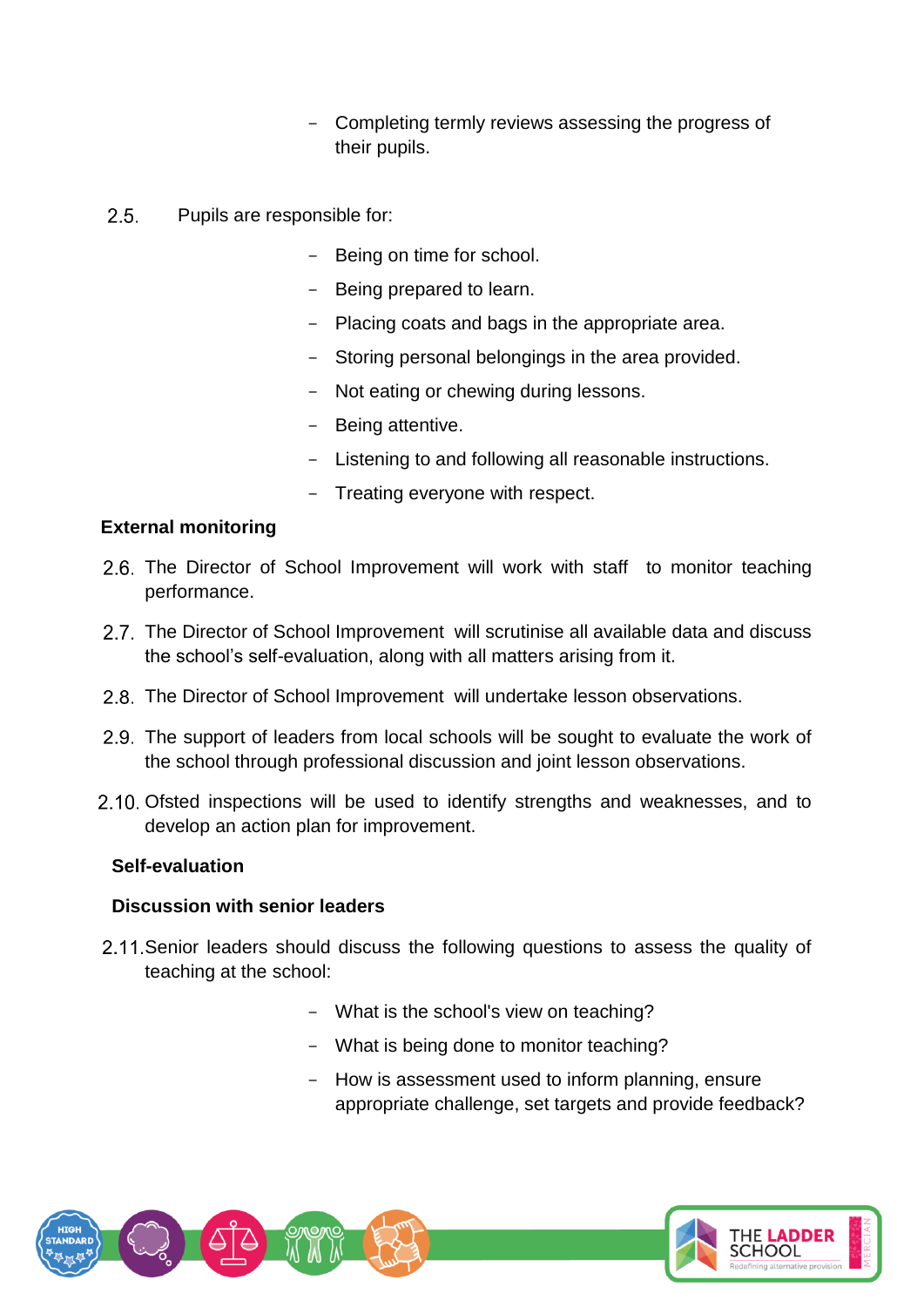- Completing termly reviews assessing the progress of their pupils.

2.5. Pupils are responsible for:

- Being on time for school.
- Being prepared to learn.
- Placing coats and bags in the appropriate area.
- Storing personal belongings in the area provided.
- Not eating or chewing during lessons.
- Being attentive.
- Listening to and following all reasonable instructions.
- Treating everyone with respect.

**External monitoring**

2.6. The Director of School Improvement will work with staff to monitor teaching performance.

2.7. The Director of School Improvement will scrutinise all available data and discuss the school's self-evaluation, along with all matters arising from it.

2.8. The Director of School Improvement will undertake lesson observations.

2.9. The support of leaders from local schools will be sought to evaluate the work of the school through professional discussion and joint lesson observations.

2.10. Ofsted inspections will be used to identify strengths and weaknesses, and to develop an action plan for improvement.

**Self-evaluation**

**Discussion with senior leaders**

2.11. Senior leaders should discuss the following questions to assess the quality of teaching at the school:

- What is the school's view on teaching?
- What is being done to monitor teaching?
- How is assessment used to inform planning, ensure appropriate challenge, set targets and provide feedback?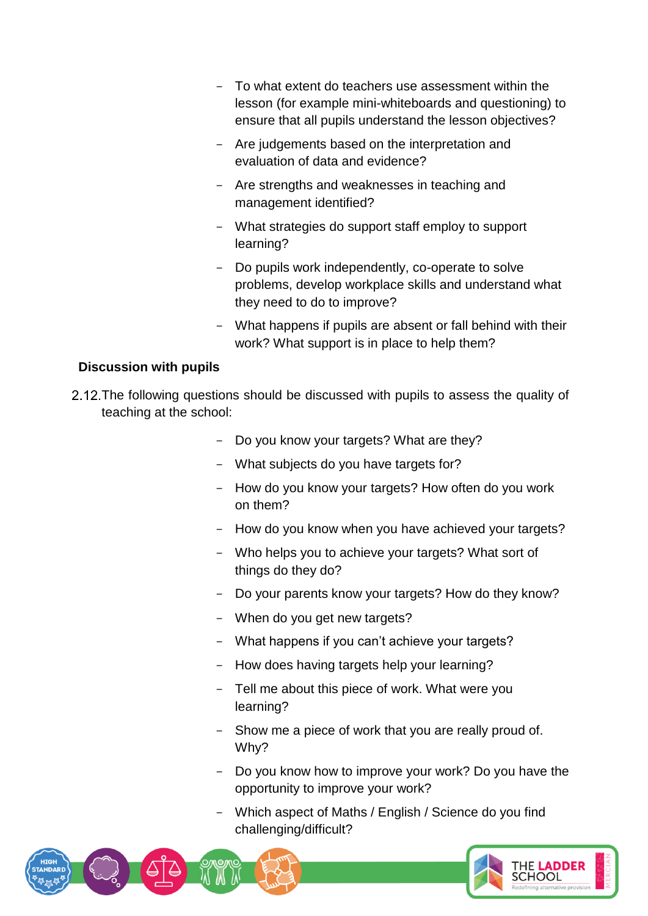- To what extent do teachers use assessment within the lesson (for example mini-whiteboards and questioning) to ensure that all pupils understand the lesson objectives?
- Are judgements based on the interpretation and evaluation of data and evidence?
- Are strengths and weaknesses in teaching and management identified?
- What strategies do support staff employ to support learning?
- Do pupils work independently, co-operate to solve problems, develop workplace skills and understand what they need to do to improve?
- What happens if pupils are absent or fall behind with their work? What support is in place to help them?

**Discussion with pupils**

2.12. The following questions should be discussed with pupils to assess the quality of teaching at the school:

- Do you know your targets? What are they?
- What subjects do you have targets for?
- How do you know your targets? How often do you work on them?
- How do you know when you have achieved your targets?
- Who helps you to achieve your targets? What sort of things do they do?
- Do your parents know your targets? How do they know?
- When do you get new targets?
- What happens if you can't achieve your targets?
- How does having targets help your learning?
- Tell me about this piece of work. What were you learning?
- Show me a piece of work that you are really proud of. Why?
- Do you know how to improve your work? Do you have the opportunity to improve your work?
- Which aspect of Maths / English / Science do you find challenging/difficult?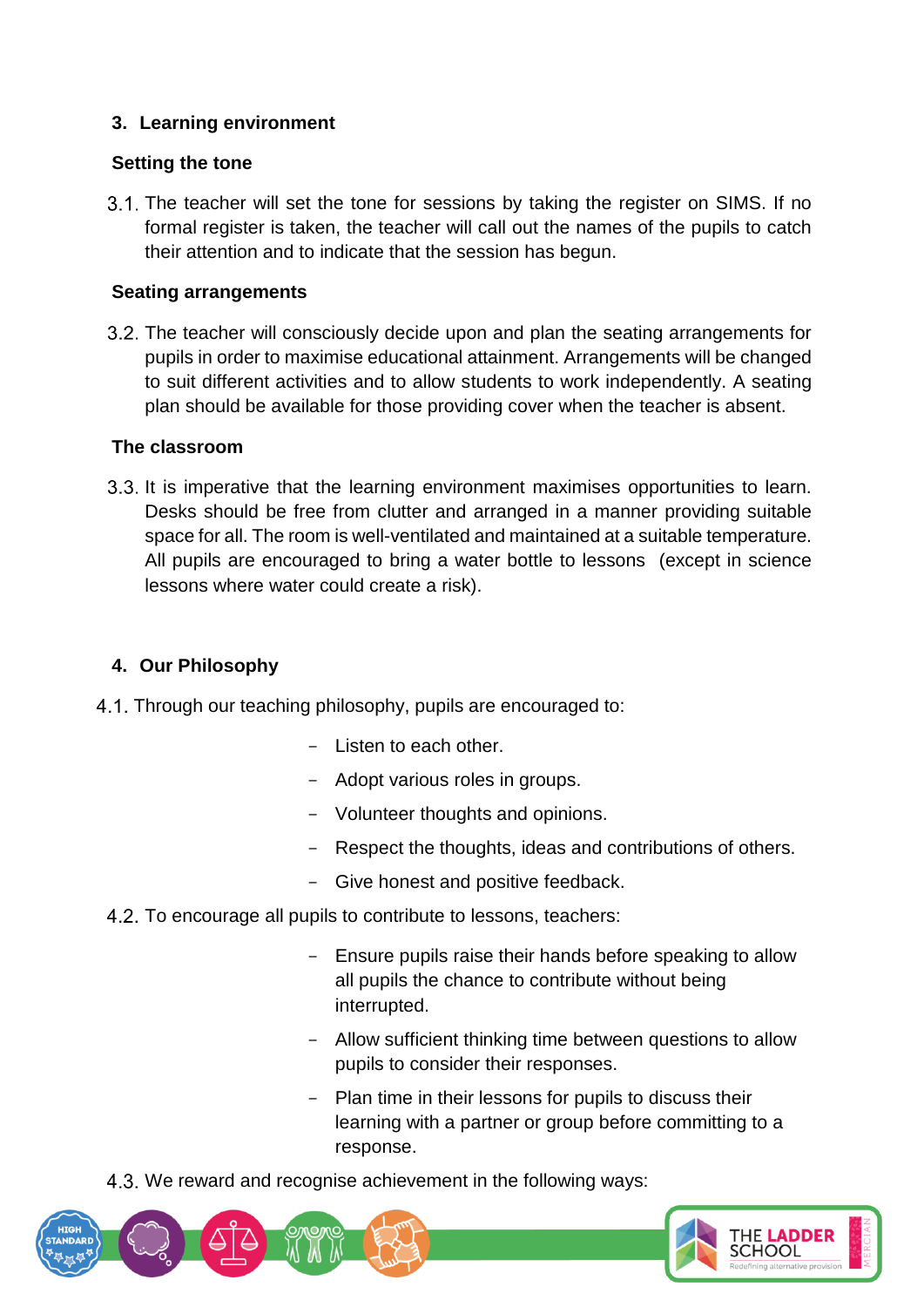## 3. Learning environment

### Setting the tone

3.1. The teacher will set the tone for sessions by taking the register on SIMS. If no formal register is taken, the teacher will call out the names of the pupils to catch their attention and to indicate that the session has begun.

### Seating arrangements

3.2. The teacher will consciously decide upon and plan the seating arrangements for pupils in order to maximise educational attainment. Arrangements will be changed to suit different activities and to allow students to work independently. A seating plan should be available for those providing cover when the teacher is absent.

### The classroom

3.3. It is imperative that the learning environment maximises opportunities to learn. Desks should be free from clutter and arranged in a manner providing suitable space for all. The room is well-ventilated and maintained at a suitable temperature. All pupils are encouraged to bring a water bottle to lessons (except in science lessons where water could create a risk).

## 4. Our Philosophy

4.1. Through our teaching philosophy, pupils are encouraged to:

- Listen to each other.
- Adopt various roles in groups.
- Volunteer thoughts and opinions.
- Respect the thoughts, ideas and contributions of others.
- Give honest and positive feedback.

4.2. To encourage all pupils to contribute to lessons, teachers:

- Ensure pupils raise their hands before speaking to allow all pupils the chance to contribute without being interrupted.
- Allow sufficient thinking time between questions to allow pupils to consider their responses.
- Plan time in their lessons for pupils to discuss their learning with a partner or group before committing to a response.

4.3. We reward and recognise achievement in the following ways: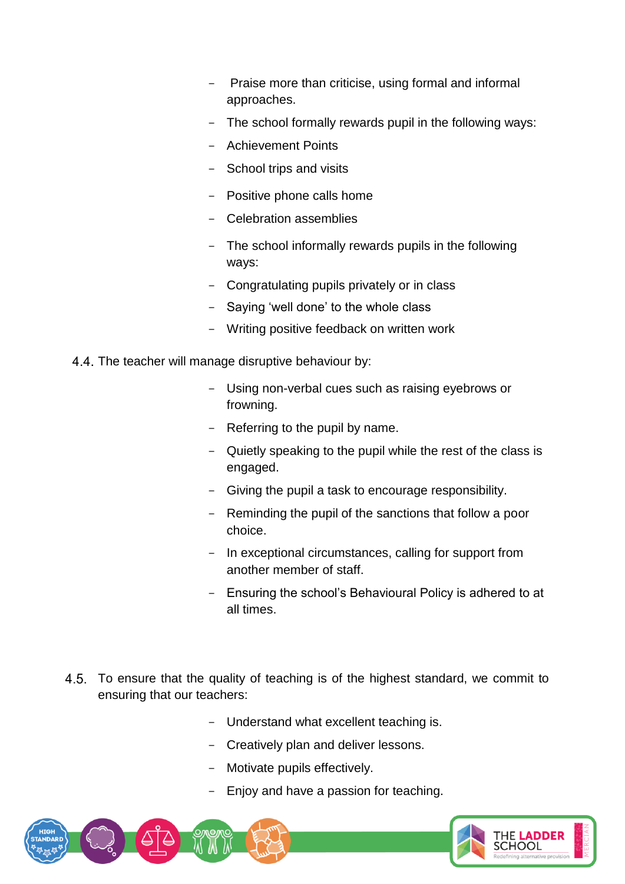- Praise more than criticise, using formal and informal approaches.
- The school formally rewards pupil in the following ways:
- Achievement Points
- School trips and visits
- Positive phone calls home
- Celebration assemblies
- The school informally rewards pupils in the following ways:
- Congratulating pupils privately or in class
- Saying 'well done' to the whole class
- Writing positive feedback on written work

4.4. The teacher will manage disruptive behaviour by:

- Using non-verbal cues such as raising eyebrows or frowning.
- Referring to the pupil by name.
- Quietly speaking to the pupil while the rest of the class is engaged.
- Giving the pupil a task to encourage responsibility.
- Reminding the pupil of the sanctions that follow a poor choice.
- In exceptional circumstances, calling for support from another member of staff.
- Ensuring the school's Behavioural Policy is adhered to at all times.

4.5. To ensure that the quality of teaching is of the highest standard, we commit to ensuring that our teachers:

- Understand what excellent teaching is.
- Creatively plan and deliver lessons.
- Motivate pupils effectively.
- Enjoy and have a passion for teaching.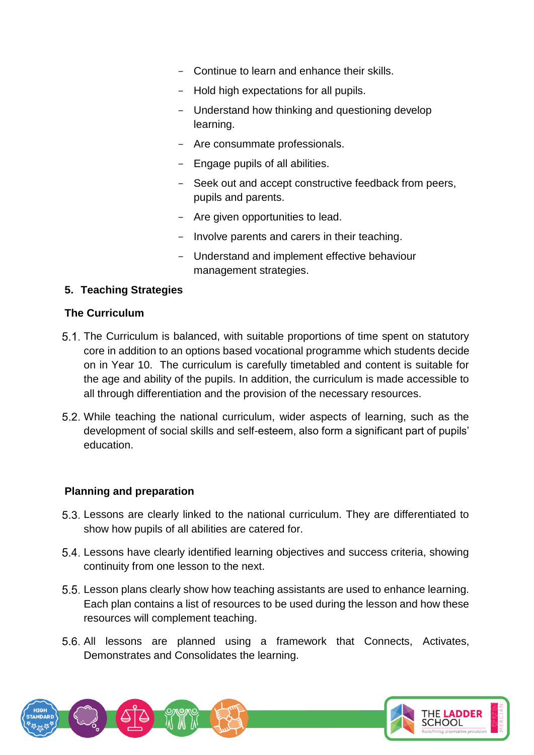- Continue to learn and enhance their skills.
- Hold high expectations for all pupils.
- Understand how thinking and questioning develop learning.
- Are consummate professionals.
- Engage pupils of all abilities.
- Seek out and accept constructive feedback from peers, pupils and parents.
- Are given opportunities to lead.
- Involve parents and carers in their teaching.
- Understand and implement effective behaviour management strategies.

## 5. Teaching Strategies

### The Curriculum

5.1. The Curriculum is balanced, with suitable proportions of time spent on statutory core in addition to an options based vocational programme which students decide on in Year 10. The curriculum is carefully timetabled and content is suitable for the age and ability of the pupils. In addition, the curriculum is made accessible to all through differentiation and the provision of the necessary resources.

5.2. While teaching the national curriculum, wider aspects of learning, such as the development of social skills and self-esteem, also form a significant part of pupils' education.

### Planning and preparation

5.3. Lessons are clearly linked to the national curriculum. They are differentiated to show how pupils of all abilities are catered for.

5.4. Lessons have clearly identified learning objectives and success criteria, showing continuity from one lesson to the next.

5.5. Lesson plans clearly show how teaching assistants are used to enhance learning. Each plan contains a list of resources to be used during the lesson and how these resources will complement teaching.

5.6. All lessons are planned using a framework that Connects, Activates, Demonstrates and Consolidates the learning.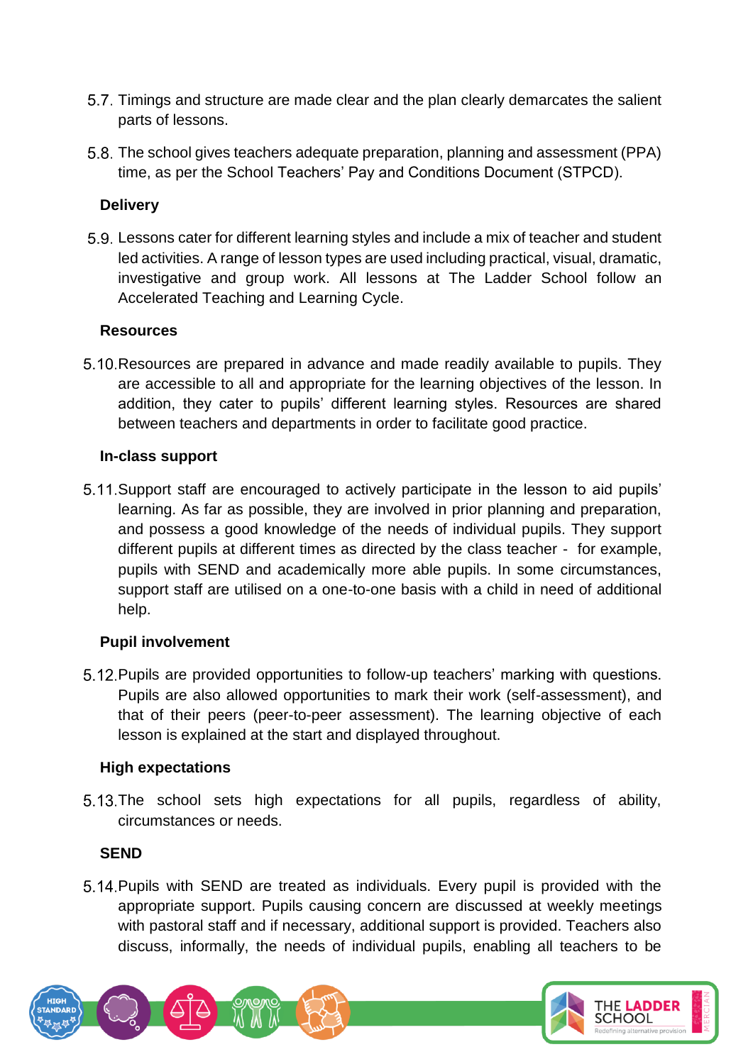5.7. Timings and structure are made clear and the plan clearly demarcates the salient parts of lessons.

5.8. The school gives teachers adequate preparation, planning and assessment (PPA) time, as per the School Teachers' Pay and Conditions Document (STPCD).

**Delivery**

5.9. Lessons cater for different learning styles and include a mix of teacher and student led activities. A range of lesson types are used including practical, visual, dramatic, investigative and group work. All lessons at The Ladder School follow an Accelerated Teaching and Learning Cycle.

**Resources**

5.10. Resources are prepared in advance and made readily available to pupils. They are accessible to all and appropriate for the learning objectives of the lesson. In addition, they cater to pupils' different learning styles. Resources are shared between teachers and departments in order to facilitate good practice.

**In-class support**

5.11. Support staff are encouraged to actively participate in the lesson to aid pupils' learning. As far as possible, they are involved in prior planning and preparation, and possess a good knowledge of the needs of individual pupils. They support different pupils at different times as directed by the class teacher - for example, pupils with SEND and academically more able pupils. In some circumstances, support staff are utilised on a one-to-one basis with a child in need of additional help.

**Pupil involvement**

5.12. Pupils are provided opportunities to follow-up teachers' marking with questions. Pupils are also allowed opportunities to mark their work (self-assessment), and that of their peers (peer-to-peer assessment). The learning objective of each lesson is explained at the start and displayed throughout.

**High expectations**

5.13. The school sets high expectations for all pupils, regardless of ability, circumstances or needs.

**SEND**

5.14. Pupils with SEND are treated as individuals. Every pupil is provided with the appropriate support. Pupils causing concern are discussed at weekly meetings with pastoral staff and if necessary, additional support is provided. Teachers also discuss, informally, the needs of individual pupils, enabling all teachers to be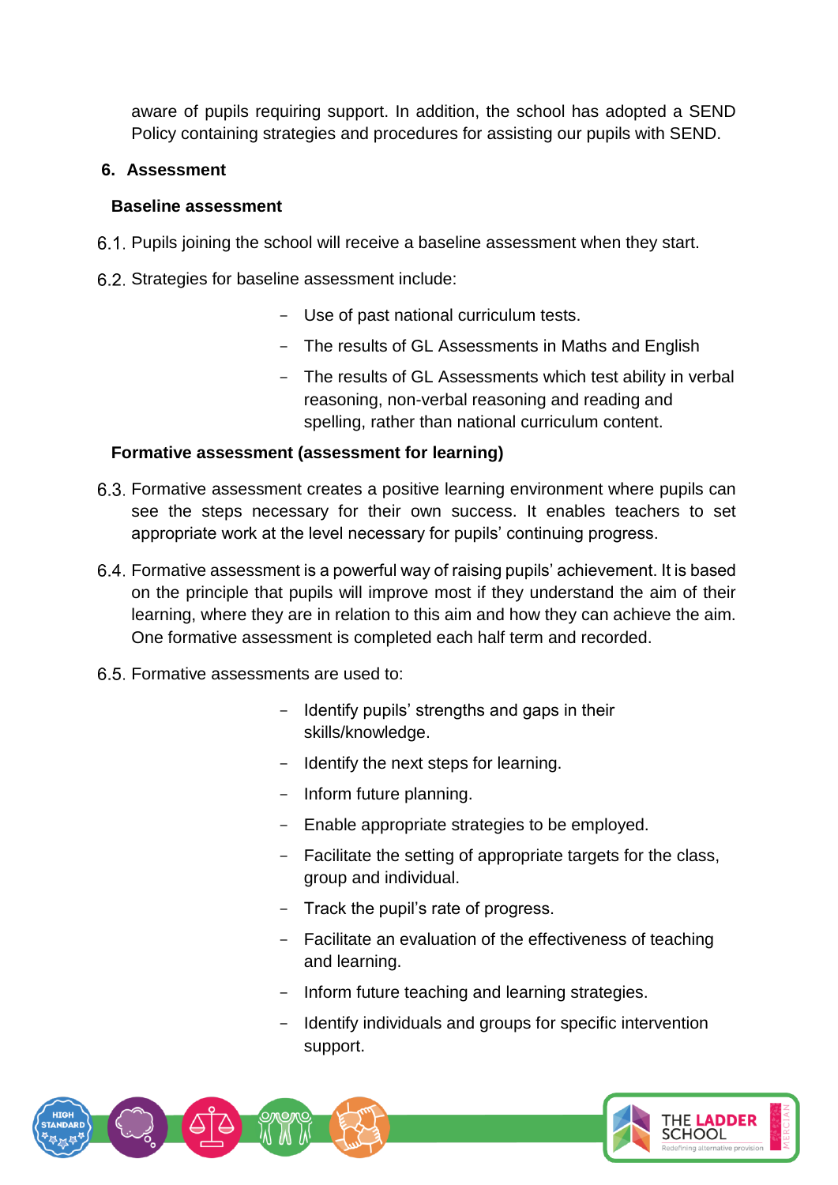aware of pupils requiring support. In addition, the school has adopted a SEND Policy containing strategies and procedures for assisting our pupils with SEND.

## 6. Assessment

### Baseline assessment

6.1. Pupils joining the school will receive a baseline assessment when they start.

6.2. Strategies for baseline assessment include:

- Use of past national curriculum tests.
- The results of GL Assessments in Maths and English
- The results of GL Assessments which test ability in verbal reasoning, non-verbal reasoning and reading and spelling, rather than national curriculum content.

### Formative assessment (assessment for learning)

6.3. Formative assessment creates a positive learning environment where pupils can see the steps necessary for their own success. It enables teachers to set appropriate work at the level necessary for pupils' continuing progress.

6.4. Formative assessment is a powerful way of raising pupils' achievement. It is based on the principle that pupils will improve most if they understand the aim of their learning, where they are in relation to this aim and how they can achieve the aim. One formative assessment is completed each half term and recorded.

6.5. Formative assessments are used to:

- Identify pupils' strengths and gaps in their skills/knowledge.
- Identify the next steps for learning.
- Inform future planning.
- Enable appropriate strategies to be employed.
- Facilitate the setting of appropriate targets for the class, group and individual.
- Track the pupil's rate of progress.
- Facilitate an evaluation of the effectiveness of teaching and learning.
- Inform future teaching and learning strategies.
- Identify individuals and groups for specific intervention support.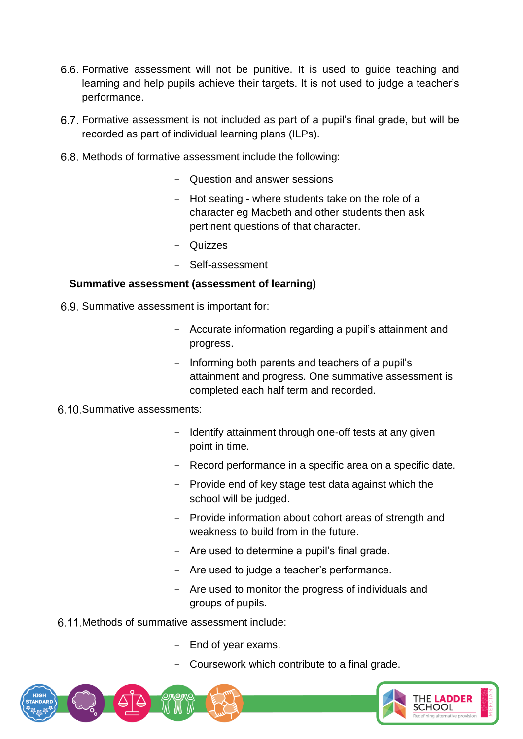6.6. Formative assessment will not be punitive. It is used to guide teaching and learning and help pupils achieve their targets. It is not used to judge a teacher's performance.

6.7. Formative assessment is not included as part of a pupil's final grade, but will be recorded as part of individual learning plans (ILPs).

6.8. Methods of formative assessment include the following:

- Question and answer sessions
- Hot seating - where students take on the role of a character eg Macbeth and other students then ask pertinent questions of that character.
- Quizzes
- Self-assessment

**Summative assessment (assessment of learning)**

6.9. Summative assessment is important for:

- Accurate information regarding a pupil's attainment and progress.
- Informing both parents and teachers of a pupil's attainment and progress. One summative assessment is completed each half term and recorded.

6.10. Summative assessments:

- Identify attainment through one-off tests at any given point in time.
- Record performance in a specific area on a specific date.
- Provide end of key stage test data against which the school will be judged.
- Provide information about cohort areas of strength and weakness to build from in the future.
- Are used to determine a pupil's final grade.
- Are used to judge a teacher's performance.
- Are used to monitor the progress of individuals and groups of pupils.

6.11. Methods of summative assessment include:

- End of year exams.
- Coursework which contribute to a final grade.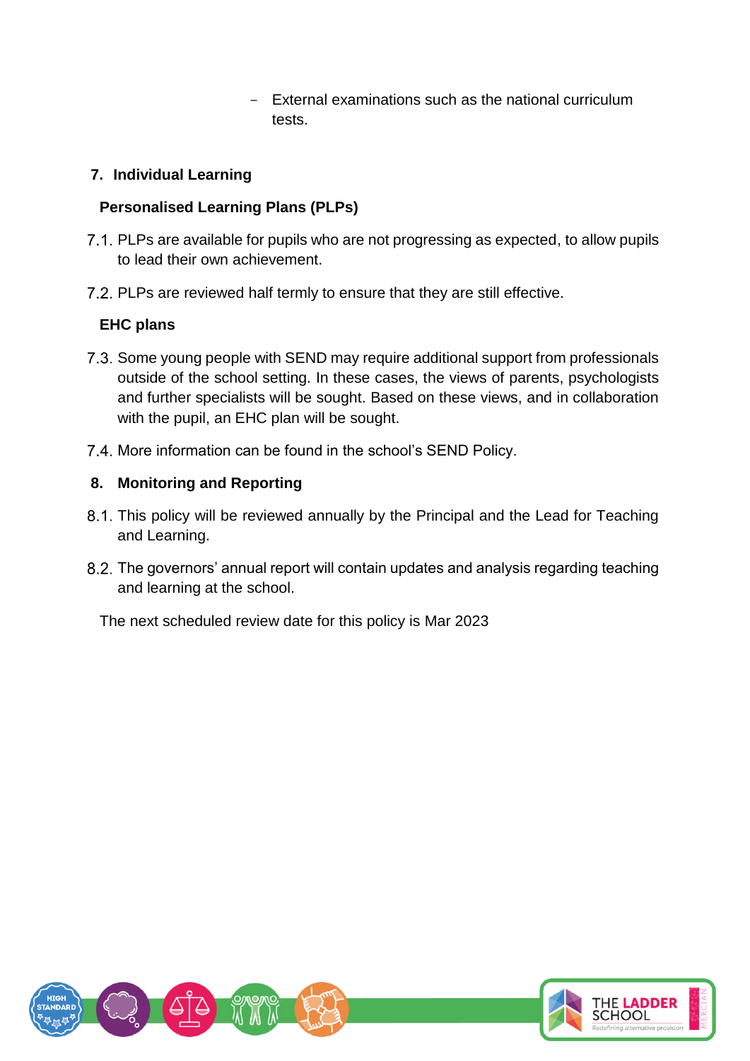- External examinations such as the national curriculum tests.

## 7. Individual Learning

**Personalised Learning Plans (PLPs)**

7.1. PLPs are available for pupils who are not progressing as expected, to allow pupils to lead their own achievement.

7.2. PLPs are reviewed half termly to ensure that they are still effective.

**EHC plans**

7.3. Some young people with SEND may require additional support from professionals outside of the school setting. In these cases, the views of parents, psychologists and further specialists will be sought. Based on these views, and in collaboration with the pupil, an EHC plan will be sought.

7.4. More information can be found in the school's SEND Policy.

## 8. Monitoring and Reporting

8.1. This policy will be reviewed annually by the Principal and the Lead for Teaching and Learning.

8.2. The governors' annual report will contain updates and analysis regarding teaching and learning at the school.

The next scheduled review date for this policy is Mar 2023